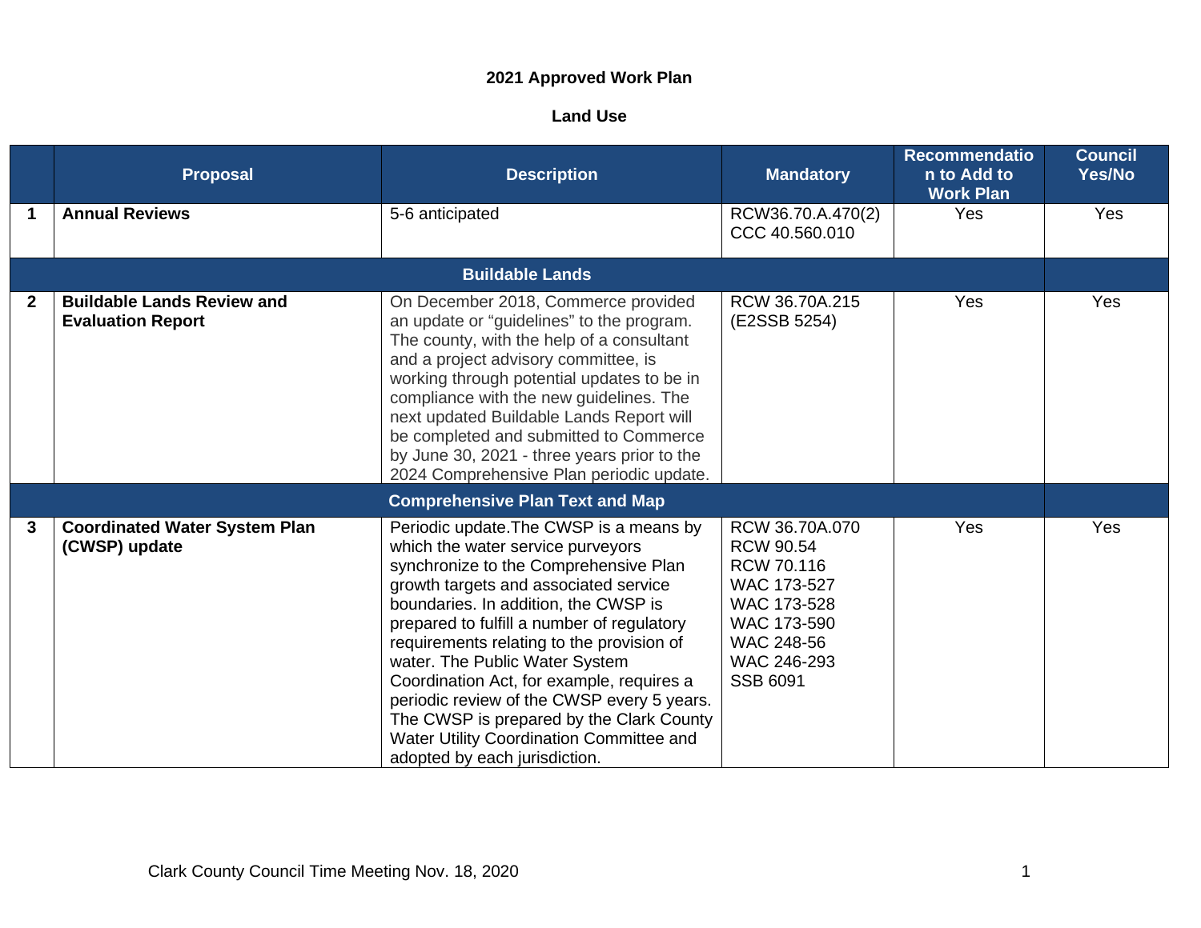# 2021 Approved Work Plan

## Land Use

| | Proposal | Description | Mandatory | Recommendation to Add to Work Plan | Council Yes/No |
|---|---|---|---|---|---|
| 1 | **Annual Reviews** | 5-6 anticipated | RCW36.70.A.470(2)<br>CCC 40.560.010 | Yes | Yes |
| | | **Buildable Lands** | | | |
| 2 | **Buildable Lands Review and Evaluation Report** | On December 2018, Commerce provided an update or "guidelines" to the program. The county, with the help of a consultant and a project advisory committee, is working through potential updates to be in compliance with the new guidelines. The next updated Buildable Lands Report will be completed and submitted to Commerce by June 30, 2021 - three years prior to the 2024 Comprehensive Plan periodic update. | RCW 36.70A.215<br>(E2SSB 5254) | Yes | Yes |
| | | **Comprehensive Plan Text and Map** | | | |
| 3 | **Coordinated Water System Plan (CWSP) update** | Periodic update.The CWSP is a means by which the water service purveyors synchronize to the Comprehensive Plan growth targets and associated service boundaries. In addition, the CWSP is prepared to fulfill a number of regulatory requirements relating to the provision of water. The Public Water System Coordination Act, for example, requires a periodic review of the CWSP every 5 years. The CWSP is prepared by the Clark County Water Utility Coordination Committee and adopted by each jurisdiction. | RCW 36.70A.070<br>RCW 90.54<br>RCW 70.116<br>WAC 173-527<br>WAC 173-528<br>WAC 173-590<br>WAC 248-56<br>WAC 246-293<br>SSB 6091 | Yes | Yes |

Clark County Council Time Meeting Nov. 18, 2020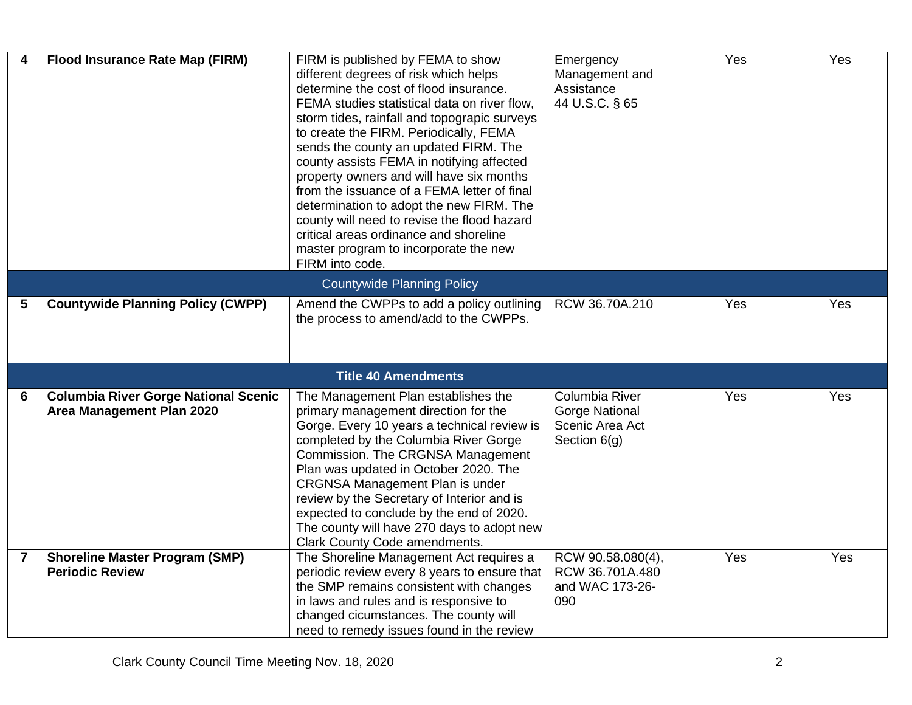| 4 | **Flood Insurance Rate Map (FIRM)** | FIRM is published by FEMA to show different degrees of risk which helps determine the cost of flood insurance. FEMA studies statistical data on river flow, storm tides, rainfall and topograpic surveys to create the FIRM. Periodically, FEMA sends the county an updated FIRM. The county assists FEMA in notifying affected property owners and will have six months from the issuance of a FEMA letter of final determination to adopt the new FIRM. The county will need to revise the flood hazard critical areas ordinance and shoreline master program to incorporate the new FIRM into code. | Emergency Management and Assistance 44 U.S.C. § 65 | Yes | Yes |
|---|---|---|---|---|---|
| | | Countywide Planning Policy | | | |
| 5 | **Countywide Planning Policy (CWPP)** | Amend the CWPPs to add a policy outlining the process to amend/add to the CWPPs. | RCW 36.70A.210 | Yes | Yes |
| | | **Title 40 Amendments** | | | |
| 6 | **Columbia River Gorge National Scenic Area Management Plan 2020** | The Management Plan establishes the primary management direction for the Gorge. Every 10 years a technical review is completed by the Columbia River Gorge Commission. The CRGNSA Management Plan was updated in October 2020. The CRGNSA Management Plan is under review by the Secretary of Interior and is expected to conclude by the end of 2020. The county will have 270 days to adopt new Clark County Code amendments. | Columbia River Gorge National Scenic Area Act Section 6(g) | Yes | Yes |
| 7 | **Shoreline Master Program (SMP) Periodic Review** | The Shoreline Management Act requires a periodic review every 8 years to ensure that the SMP remains consistent with changes in laws and rules and is responsive to changed cicumstances. The county will need to remedy issues found in the review | RCW 90.58.080(4), RCW 36.701A.480 and WAC 173-26-090 | Yes | Yes |

Clark County Council Time Meeting Nov. 18, 2020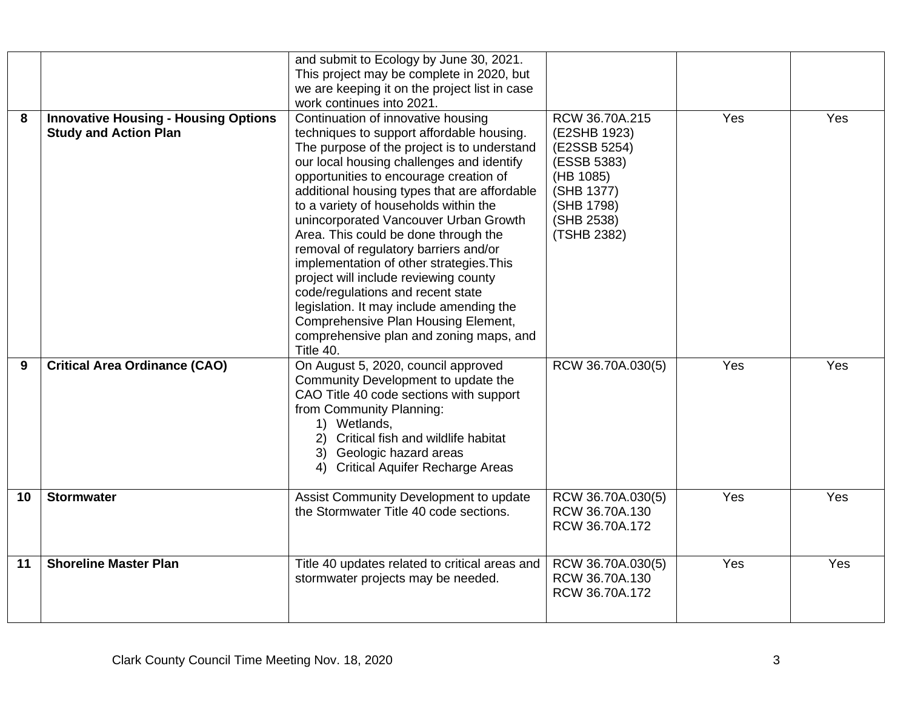| | | | | | |
|---|---|---|---|---|---|
| | | and submit to Ecology by June 30, 2021. This project may be complete in 2020, but we are keeping it on the project list in case work continues into 2021. | | | |
| **8** | **Innovative Housing - Housing Options Study and Action Plan** | Continuation of innovative housing techniques to support affordable housing. The purpose of the project is to understand our local housing challenges and identify opportunities to encourage creation of additional housing types that are affordable to a variety of households within the unincorporated Vancouver Urban Growth Area. This could be done through the removal of regulatory barriers and/or implementation of other strategies.This project will include reviewing county code/regulations and recent state legislation. It may include amending the Comprehensive Plan Housing Element, comprehensive plan and zoning maps, and Title 40. | RCW 36.70A.215 (E2SHB 1923) (E2SSB 5254) (ESSB 5383) (HB 1085) (SHB 1377) (SHB 1798) (SHB 2538) (TSHB 2382) | Yes | Yes |
| **9** | **Critical Area Ordinance (CAO)** | On August 5, 2020, council approved Community Development to update the CAO Title 40 code sections with support from Community Planning: 1) Wetlands, 2) Critical fish and wildlife habitat 3) Geologic hazard areas 4) Critical Aquifer Recharge Areas | RCW 36.70A.030(5) | Yes | Yes |
| **10** | **Stormwater** | Assist Community Development to update the Stormwater Title 40 code sections. | RCW 36.70A.030(5) RCW 36.70A.130 RCW 36.70A.172 | Yes | Yes |
| **11** | **Shoreline Master Plan** | Title 40 updates related to critical areas and stormwater projects may be needed. | RCW 36.70A.030(5) RCW 36.70A.130 RCW 36.70A.172 | Yes | Yes |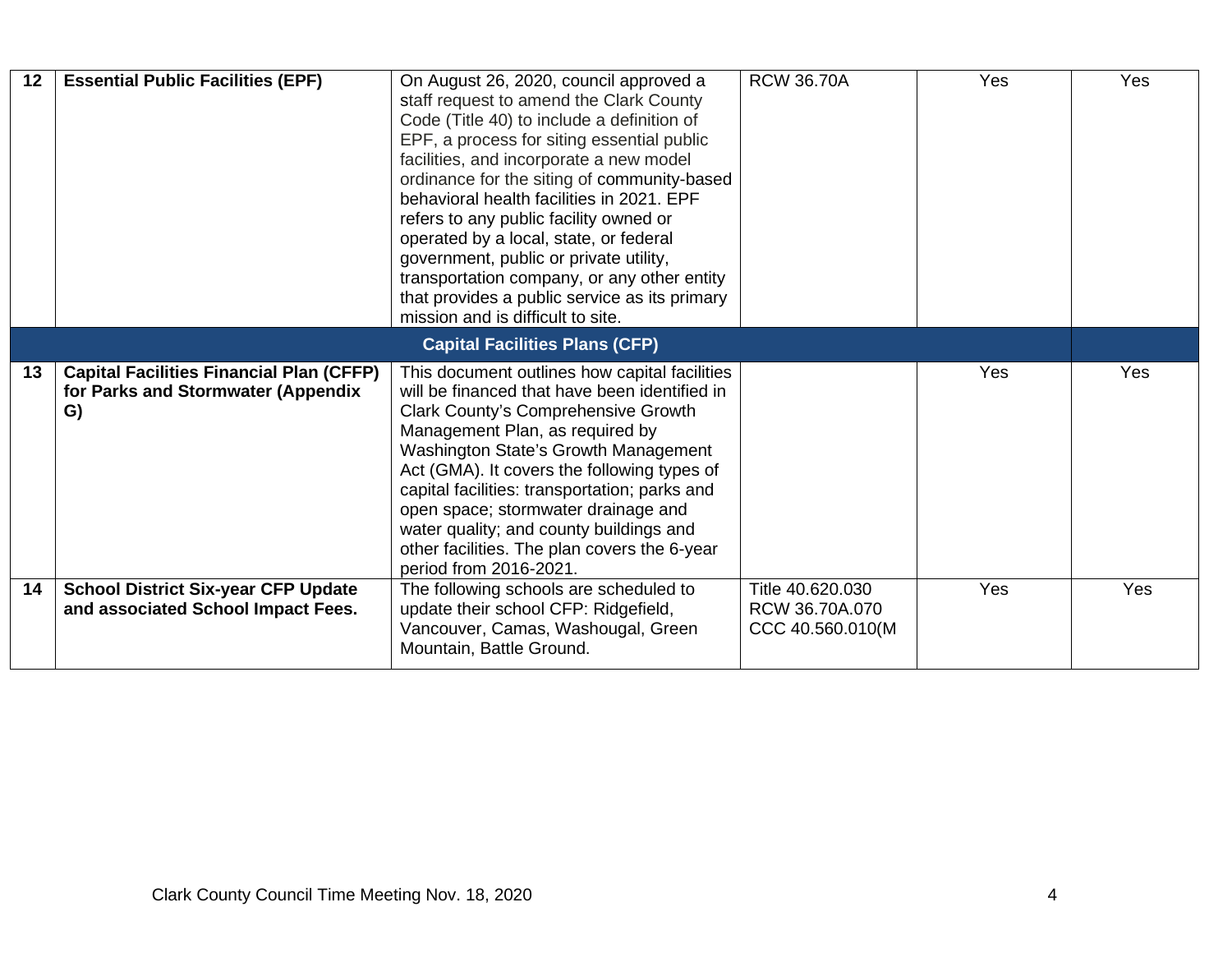| | | | | | |
|---|---|---|---|---|---|
| **12** | **Essential Public Facilities (EPF)** | On August 26, 2020, council approved a staff request to amend the Clark County Code (Title 40) to include a definition of EPF, a process for siting essential public facilities, and incorporate a new model ordinance for the siting of community-based behavioral health facilities in 2021. EPF refers to any public facility owned or operated by a local, state, or federal government, public or private utility, transportation company, or any other entity that provides a public service as its primary mission and is difficult to site. | RCW 36.70A | Yes | Yes |
| | | **Capital Facilities Plans (CFP)** | | | |
| **13** | **Capital Facilities Financial Plan (CFFP) for Parks and Stormwater (Appendix G)** | This document outlines how capital facilities will be financed that have been identified in Clark County's Comprehensive Growth Management Plan, as required by Washington State's Growth Management Act (GMA). It covers the following types of capital facilities: transportation; parks and open space; stormwater drainage and water quality; and county buildings and other facilities. The plan covers the 6-year period from 2016-2021. | | Yes | Yes |
| **14** | **School District Six-year CFP Update and associated School Impact Fees.** | The following schools are scheduled to update their school CFP: Ridgefield, Vancouver, Camas, Washougal, Green Mountain, Battle Ground. | Title 40.620.030 RCW 36.70A.070 CCC 40.560.010(M | Yes | Yes |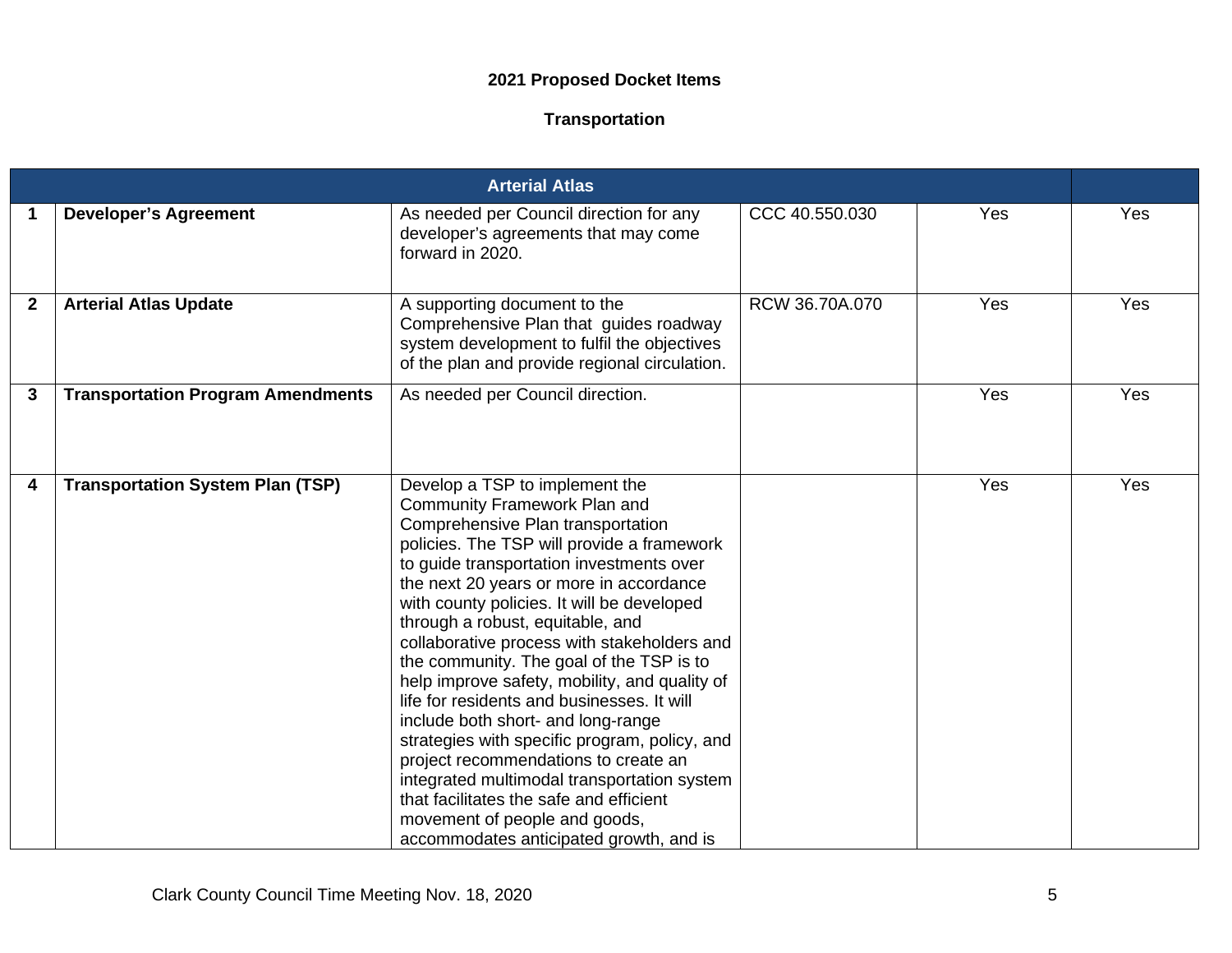**2021 Proposed Docket Items**

**Transportation**

| Arterial Atlas | | | | | |
|---|---|---|---|---|---|
| **1** | **Developer's Agreement** | As needed per Council direction for any developer's agreements that may come forward in 2020. | CCC 40.550.030 | Yes | Yes |
| **2** | **Arterial Atlas Update** | A supporting document to the Comprehensive Plan that guides roadway system development to fulfil the objectives of the plan and provide regional circulation. | RCW 36.70A.070 | Yes | Yes |
| **3** | **Transportation Program Amendments** | As needed per Council direction. | | Yes | Yes |
| **4** | **Transportation System Plan (TSP)** | Develop a TSP to implement the Community Framework Plan and Comprehensive Plan transportation policies. The TSP will provide a framework to guide transportation investments over the next 20 years or more in accordance with county policies. It will be developed through a robust, equitable, and collaborative process with stakeholders and the community. The goal of the TSP is to help improve safety, mobility, and quality of life for residents and businesses. It will include both short- and long-range strategies with specific program, policy, and project recommendations to create an integrated multimodal transportation system that facilitates the safe and efficient movement of people and goods, accommodates anticipated growth, and is | | Yes | Yes |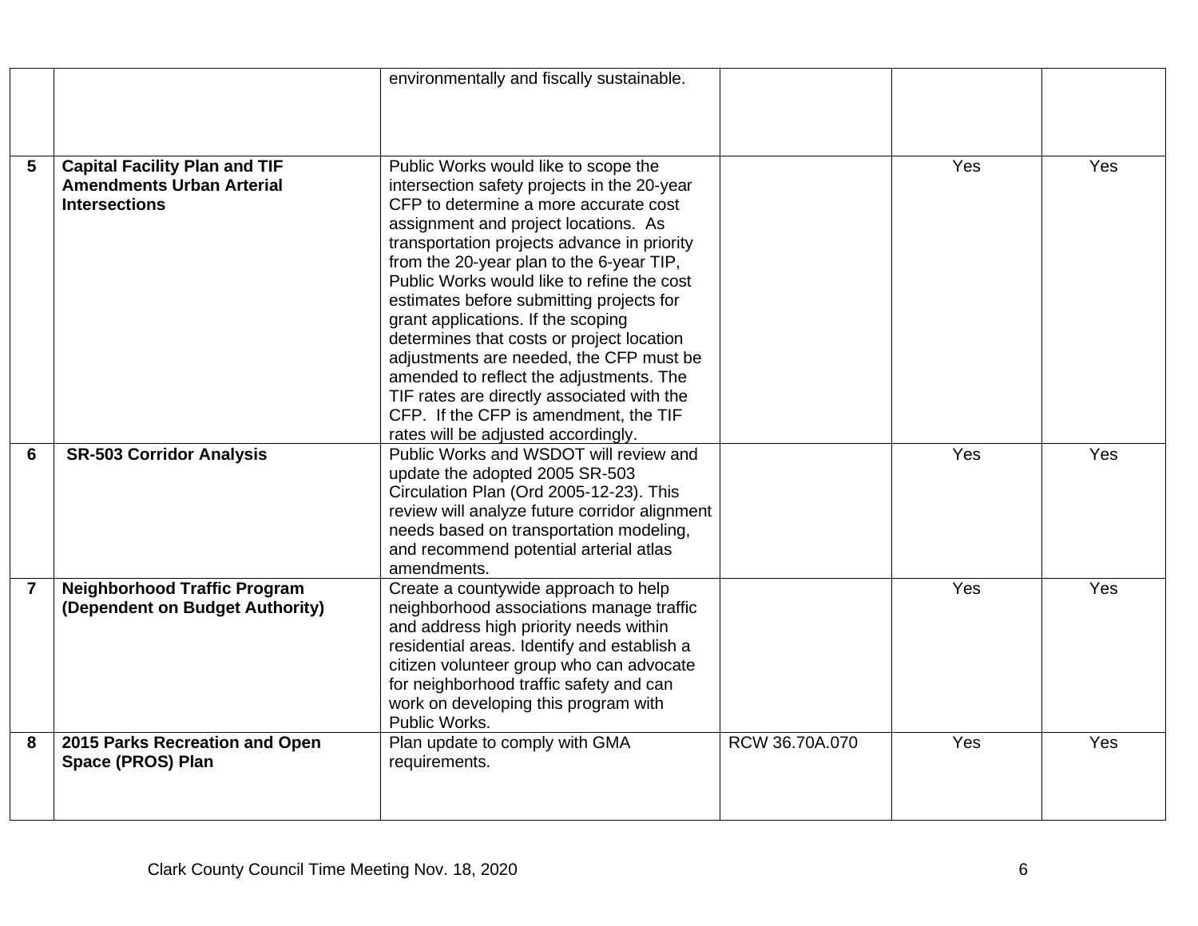| | | | | | |
|---|---|---|---|---|---|
| | | environmentally and fiscally sustainable. | | | |
| **5** | **Capital Facility Plan and TIF Amendments Urban Arterial Intersections** | Public Works would like to scope the intersection safety projects in the 20-year CFP to determine a more accurate cost assignment and project locations. As transportation projects advance in priority from the 20-year plan to the 6-year TIP, Public Works would like to refine the cost estimates before submitting projects for grant applications. If the scoping determines that costs or project location adjustments are needed, the CFP must be amended to reflect the adjustments. The TIF rates are directly associated with the CFP. If the CFP is amendment, the TIF rates will be adjusted accordingly. | | Yes | Yes |
| **6** | **SR-503 Corridor Analysis** | Public Works and WSDOT will review and update the adopted 2005 SR-503 Circulation Plan (Ord 2005-12-23). This review will analyze future corridor alignment needs based on transportation modeling, and recommend potential arterial atlas amendments. | | Yes | Yes |
| **7** | **Neighborhood Traffic Program (Dependent on Budget Authority)** | Create a countywide approach to help neighborhood associations manage traffic and address high priority needs within residential areas. Identify and establish a citizen volunteer group who can advocate for neighborhood traffic safety and can work on developing this program with Public Works. | | Yes | Yes |
| **8** | **2015 Parks Recreation and Open Space (PROS) Plan** | Plan update to comply with GMA requirements. | RCW 36.70A.070 | Yes | Yes |

Clark County Council Time Meeting Nov. 18, 2020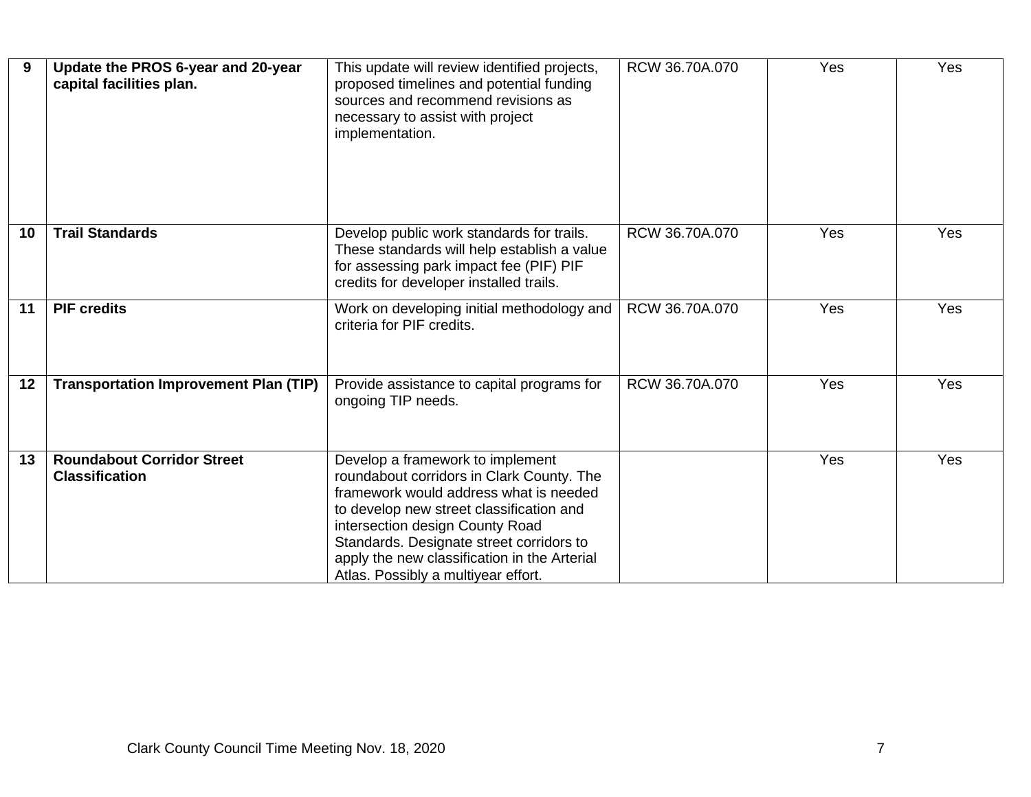| 9 | **Update the PROS 6-year and 20-year capital facilities plan.** | This update will review identified projects, proposed timelines and potential funding sources and recommend revisions as necessary to assist with project implementation. | RCW 36.70A.070 | Yes | Yes |
|---|---|---|---|---|---|
| 10 | **Trail Standards** | Develop public work standards for trails. These standards will help establish a value for assessing park impact fee (PIF) PIF credits for developer installed trails. | RCW 36.70A.070 | Yes | Yes |
| 11 | **PIF credits** | Work on developing initial methodology and criteria for PIF credits. | RCW 36.70A.070 | Yes | Yes |
| 12 | **Transportation Improvement Plan (TIP)** | Provide assistance to capital programs for ongoing TIP needs. | RCW 36.70A.070 | Yes | Yes |
| 13 | **Roundabout Corridor Street Classification** | Develop a framework to implement roundabout corridors in Clark County. The framework would address what is needed to develop new street classification and intersection design County Road Standards. Designate street corridors to apply the new classification in the Arterial Atlas. Possibly a multiyear effort. | | Yes | Yes |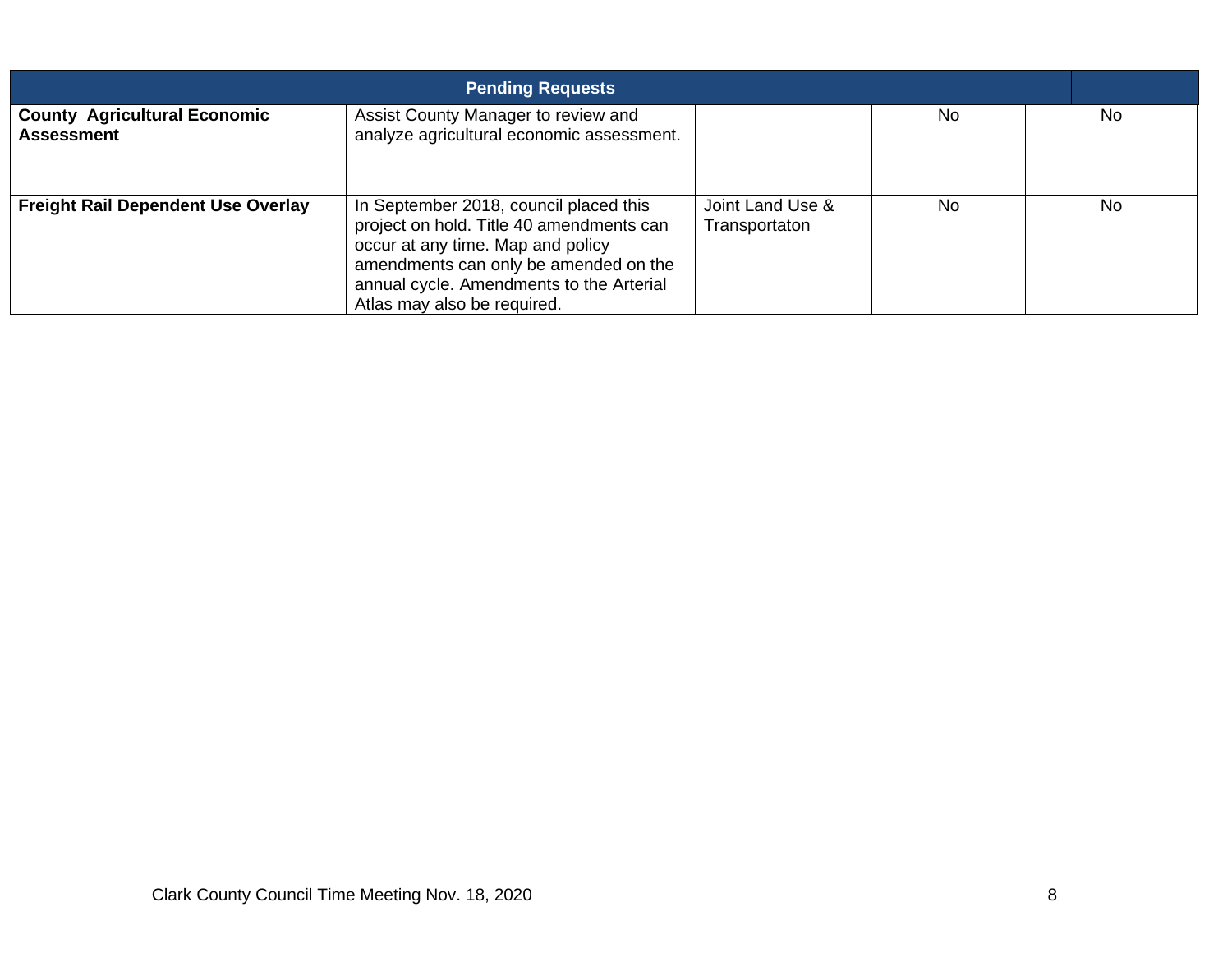| Pending Requests | | | | |
|---|---|---|---|---|
| **County Agricultural Economic Assessment** | Assist County Manager to review and analyze agricultural economic assessment. | | No | No |
| **Freight Rail Dependent Use Overlay** | In September 2018, council placed this project on hold. Title 40 amendments can occur at any time. Map and policy amendments can only be amended on the annual cycle. Amendments to the Arterial Atlas may also be required. | Joint Land Use & Transportaton | No | No |

Clark County Council Time Meeting Nov. 18, 2020